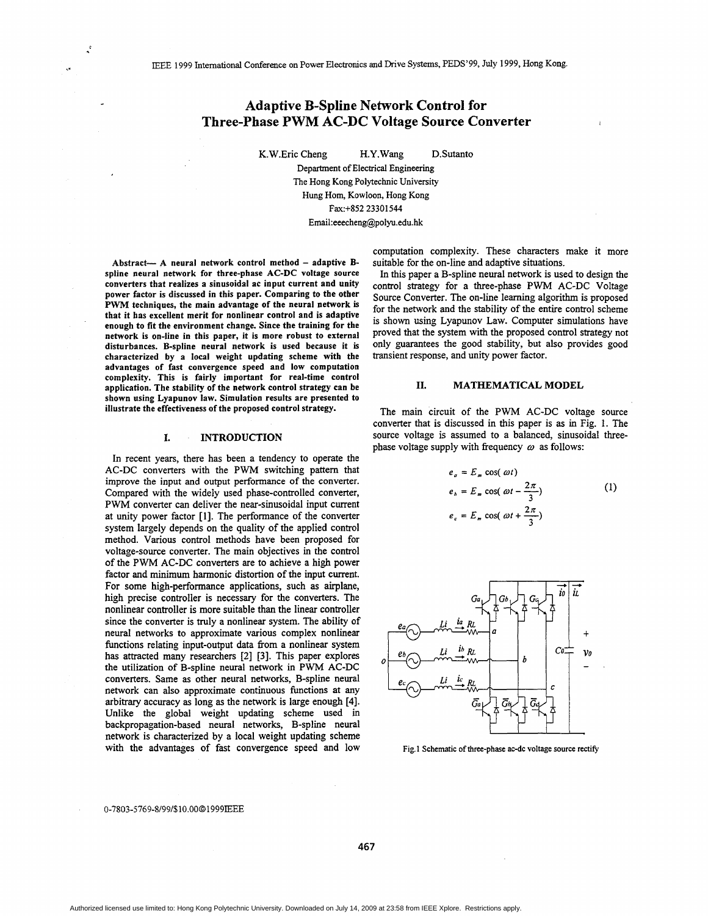# Adaptive B-Spline Network Control for Three-Phase PWM AC-DC Voltage Source Converter

K.W.Eric Cheng H.Y.Wang D.Sutanto

Department of Electrical Engineering
The Hong Kong Polytechnic University
Hung Hom, Kowloon, Hong Kong
Fax:+852 23301544
Email:eeecheng@polyu.edu.hk

**Abstract— A neural network control method – adaptive B-spline neural network for three-phase AC-DC voltage source converters that realizes a sinusoidal ac input current and unity power factor is discussed in this paper. Comparing to the other PWM techniques, the main advantage of the neural network is that it has excellent merit for nonlinear control and is adaptive enough to fit the environment change. Since the training for the network is on-line in this paper, it is more robust to external disturbances. B-spline neural network is used because it is characterized by a local weight updating scheme with the advantages of fast convergence speed and low computation complexity. This is fairly important for real-time control application. The stability of the network control strategy can be shown using Lyapunov law. Simulation results are presented to illustrate the effectiveness of the proposed control strategy.**

## I. INTRODUCTION

In recent years, there has been a tendency to operate the AC-DC converters with the PWM switching pattern that improve the input and output performance of the converter. Compared with the widely used phase-controlled converter, PWM converter can deliver the near-sinusoidal input current at unity power factor [1]. The performance of the converter system largely depends on the quality of the applied control method. Various control methods have been proposed for voltage-source converter. The main objectives in the control of the PWM AC-DC converters are to achieve a high power factor and minimum harmonic distortion of the input current. For some high-performance applications, such as airplane, high precise controller is necessary for the converters. The nonlinear controller is more suitable than the linear controller since the converter is truly a nonlinear system. The ability of neural networks to approximate various complex nonlinear functions relating input-output data from a nonlinear system has attracted many researchers [2] [3]. This paper explores the utilization of B-spline neural network in PWM AC-DC converters. Same as other neural networks, B-spline neural network can also approximate continuous functions at any arbitrary accuracy as long as the network is large enough [4]. Unlike the global weight updating scheme used in backpropagation-based neural networks, B-spline neural network is characterized by a local weight updating scheme with the advantages of fast convergence speed and low computation complexity. These characters make it more suitable for the on-line and adaptive situations.

In this paper a B-spline neural network is used to design the control strategy for a three-phase PWM AC-DC Voltage Source Converter. The on-line learning algorithm is proposed for the network and the stability of the entire control scheme is shown using Lyapunov Law. Computer simulations have proved that the system with the proposed control strategy not only guarantees the good stability, but also provides good transient response, and unity power factor.

## II. MATHEMATICAL MODEL

The main circuit of the PWM AC-DC voltage source converter that is discussed in this paper is as in Fig. 1. The source voltage is assumed to a balanced, sinusoidal three-phase voltage supply with frequency $\omega$ as follows:

$$
\begin{aligned}
e_a &= E_m \cos(\omega t) \\
e_b &= E_m \cos(\omega t - \frac{2\pi}{3}) \\
e_c &= E_m \cos(\omega t + \frac{2\pi}{3})
\end{aligned}
\tag{1}
$$

Fig.1 Schematic of three-phase ac-dc voltage source rectify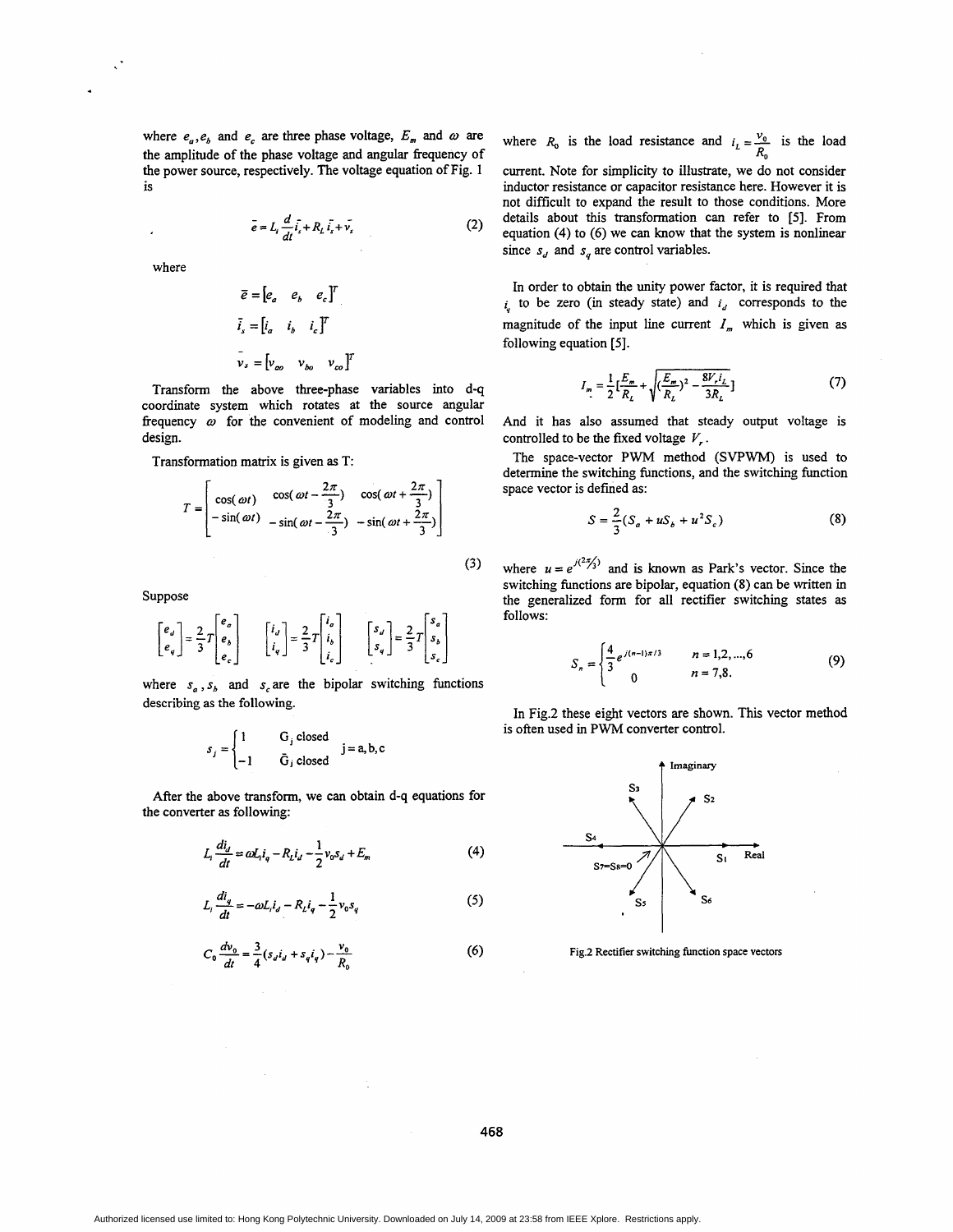where $e_a, e_b$ and $e_c$ are three phase voltage, $E_m$ and $\omega$ are the amplitude of the phase voltage and angular frequency of the power source, respectively. The voltage equation of Fig. 1 is

$$\bar{e} = L_l \frac{d}{dt}\bar{i}_s + R_L \bar{i}_s + \bar{v}_s \tag{2}$$

where

$$\bar{e} = [e_a \quad e_b \quad e_c]^T$$

$$\bar{i}_s = [i_a \quad i_b \quad i_c]^T$$

$$\bar{v}_s = [v_{ao} \quad v_{bo} \quad v_{co}]^T$$

Transform the above three-phase variables into d-q coordinate system which rotates at the source angular frequency $\omega$ for the convenient of modeling and control design.

Transformation matrix is given as T:

$$T = \begin{bmatrix} \cos(\omega t) & \cos(\omega t - \frac{2\pi}{3}) & \cos(\omega t + \frac{2\pi}{3}) \\ -\sin(\omega t) & -\sin(\omega t - \frac{2\pi}{3}) & -\sin(\omega t + \frac{2\pi}{3}) \end{bmatrix} \tag{3}$$

Suppose

$$\begin{bmatrix} e_d \\ e_q \end{bmatrix} = \frac{2}{3} T \begin{bmatrix} e_a \\ e_b \\ e_c \end{bmatrix} \quad \begin{bmatrix} i_d \\ i_q \end{bmatrix} = \frac{2}{3} T \begin{bmatrix} i_a \\ i_b \\ i_c \end{bmatrix} \quad \begin{bmatrix} s_d \\ s_q \end{bmatrix} = \frac{2}{3} T \begin{bmatrix} s_a \\ s_b \\ s_c \end{bmatrix}$$

where $s_a$, $s_b$ and $s_c$ are the bipolar switching functions describing as the following.

$$s_j = \begin{cases} 1 & G_j \text{ closed} \\ -1 & \bar{G}_j \text{ closed} \end{cases} \quad j = a, b, c$$

After the above transform, we can obtain d-q equations for the converter as following:

$$L_l \frac{di_d}{dt} = \omega L_l i_q - R_L i_d - \frac{1}{2} v_0 s_d + E_m \tag{4}$$

$$L_l \frac{di_q}{dt} = -\omega L_l i_d - R_L i_q - \frac{1}{2} v_0 s_q \tag{5}$$

$$C_0 \frac{dv_0}{dt} = \frac{3}{4}(s_d i_d + s_q i_q) - \frac{v_0}{R_0} \tag{6}$$

where $R_0$ is the load resistance and $i_L = \frac{v_0}{R_0}$ is the load current. Note for simplicity to illustrate, we do not consider inductor resistance or capacitor resistance here. However it is not difficult to expand the result to those conditions. More details about this transformation can refer to [5]. From equation (4) to (6) we can know that the system is nonlinear since $s_d$ and $s_q$ are control variables.

In order to obtain the unity power factor, it is required that $i_q$ to be zero (in steady state) and $i_d$ corresponds to the magnitude of the input line current $I_m$ which is given as following equation [5].

$$I_m = \frac{1}{2}\left[\frac{E_m}{R_L} + \sqrt{\left(\frac{E_m}{R_L}\right)^2 - \frac{8V_r i_L}{3R_L}}\right] \tag{7}$$

And it has also assumed that steady output voltage is controlled to be the fixed voltage $V_r$.

The space-vector PWM method (SVPWM) is used to determine the switching functions, and the switching function space vector is defined as:

$$S = \frac{2}{3}(S_a + uS_b + u^2 S_c) \tag{8}$$

where $u = e^{j(2\pi/3)}$ and is known as Park's vector. Since the switching functions are bipolar, equation (8) can be written in the generalized form for all rectifier switching states as follows:

$$S_n = \begin{cases} \frac{4}{3} e^{j(n-1)\pi/3} & n = 1, 2, \ldots, 6 \\ 0 & n = 7, 8. \end{cases} \tag{9}$$

In Fig.2 these eight vectors are shown. This vector method is often used in PWM converter control.

Fig.2 Rectifier switching function space vectors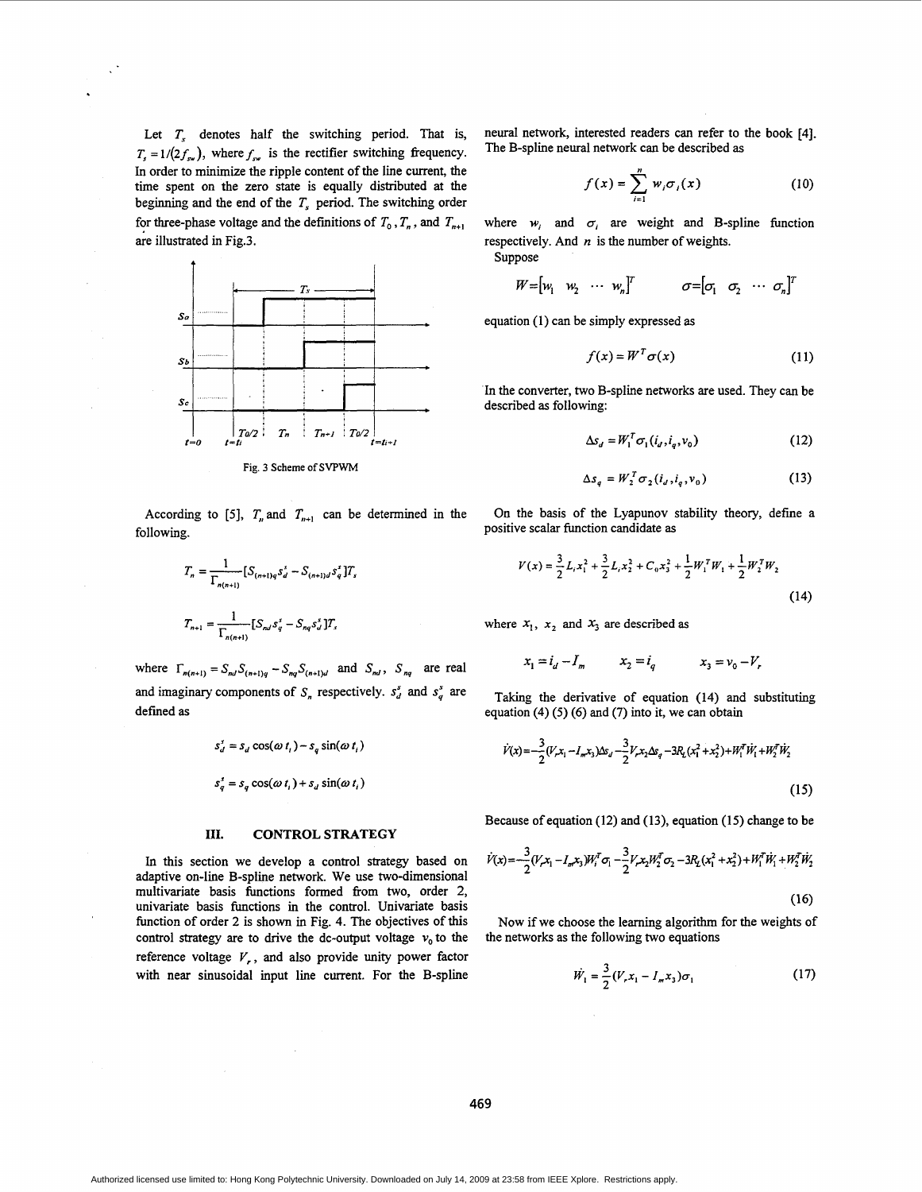Let $T_s$ denotes half the switching period. That is, $T_s = 1/(2f_{sw})$, where $f_{sw}$ is the rectifier switching frequency. In order to minimize the ripple content of the line current, the time spent on the zero state is equally distributed at the beginning and the end of the $T_s$ period. The switching order for three-phase voltage and the definitions of $T_0$, $T_n$, and $T_{n+1}$ are illustrated in Fig.3.

Fig. 3 Scheme of SVPWM

According to [5], $T_n$ and $T_{n+1}$ can be determined in the following.

$$T_n = \frac{1}{\Gamma_{n(n+1)}}[S_{(n+1)q}s_d^s - S_{(n+1)d}s_q^s]T_s$$

$$T_{n+1} = \frac{1}{\Gamma_{n(n+1)}}[S_{nd}s_q^s - S_{nq}s_d^s]T_s$$

where $\Gamma_{n(n+1)} = S_{nd}S_{(n+1)q} - S_{nq}S_{(n+1)d}$ and $S_{nd}$, $S_{nq}$ are real and imaginary components of $S_n$ respectively. $s_d^s$ and $s_q^s$ are defined as

$$s_d^s = s_d\cos(\omega t_i) - s_q\sin(\omega t_i)$$

$$s_q^s = s_q\cos(\omega t_i) + s_d\sin(\omega t_i)$$

## III. CONTROL STRATEGY

In this section we develop a control strategy based on adaptive on-line B-spline network. We use two-dimensional multivariate basis functions formed from two, order 2, univariate basis functions in the control. Univariate basis function of order 2 is shown in Fig. 4. The objectives of this control strategy are to drive the dc-output voltage $v_0$ to the reference voltage $V_r$, and also provide unity power factor with near sinusoidal input line current. For the B-spline neural network, interested readers can refer to the book [4]. The B-spline neural network can be described as

$$f(x) = \sum_{i=1}^{n} w_i\sigma_i(x) \tag{10}$$

where $w_i$ and $\sigma_i$ are weight and B-spline function respectively. And $n$ is the number of weights.

Suppose

$$W = [w_1 \ \ w_2 \ \cdots \ w_n]^T \qquad \sigma = [\sigma_1 \ \ \sigma_2 \ \cdots \ \sigma_n]^T$$

equation (1) can be simply expressed as

$$f(x) = W^T\sigma(x) \tag{11}$$

In the converter, two B-spline networks are used. They can be described as following:

$$\Delta s_d = W_1^T\sigma_1(i_d, i_q, v_0) \tag{12}$$

$$\Delta s_q = W_2^T\sigma_2(i_d, i_q, v_0) \tag{13}$$

On the basis of the Lyapunov stability theory, define a positive scalar function candidate as

$$V(x) = \frac{3}{2}L_i x_1^2 + \frac{3}{2}L_i x_2^2 + C_0 x_3^2 + \frac{1}{2}W_1^T W_1 + \frac{1}{2}W_2^T W_2 \tag{14}$$

where $x_1$, $x_2$ and $x_3$ are described as

$$x_1 = i_d - I_m \qquad x_2 = i_q \qquad x_3 = v_0 - V_r$$

Taking the derivative of equation (14) and substituting equation (4) (5) (6) and (7) into it, we can obtain

$$\dot{V}(x) = -\frac{3}{2}(V_r x_1 - I_m x_3)\Delta s_d - \frac{3}{2}V_r x_2 \Delta s_q - 3R_L(x_1^2 + x_2^2) + W_1^T\dot{W}_1 + W_2^T\dot{W}_2 \tag{15}$$

Because of equation (12) and (13), equation (15) change to be

$$\dot{V}(x) = -\frac{3}{2}(V_r x_1 - I_m x_3)W_1^T\sigma_1 - \frac{3}{2}V_r x_2 W_2^T\sigma_2 - 3R_L(x_1^2 + x_2^2) + W_1^T\dot{W}_1 + W_2^T\dot{W}_2 \tag{16}$$

Now if we choose the learning algorithm for the weights of the networks as the following two equations

$$\dot{W}_1 = \frac{3}{2}(V_r x_1 - I_m x_3)\sigma_1 \tag{17}$$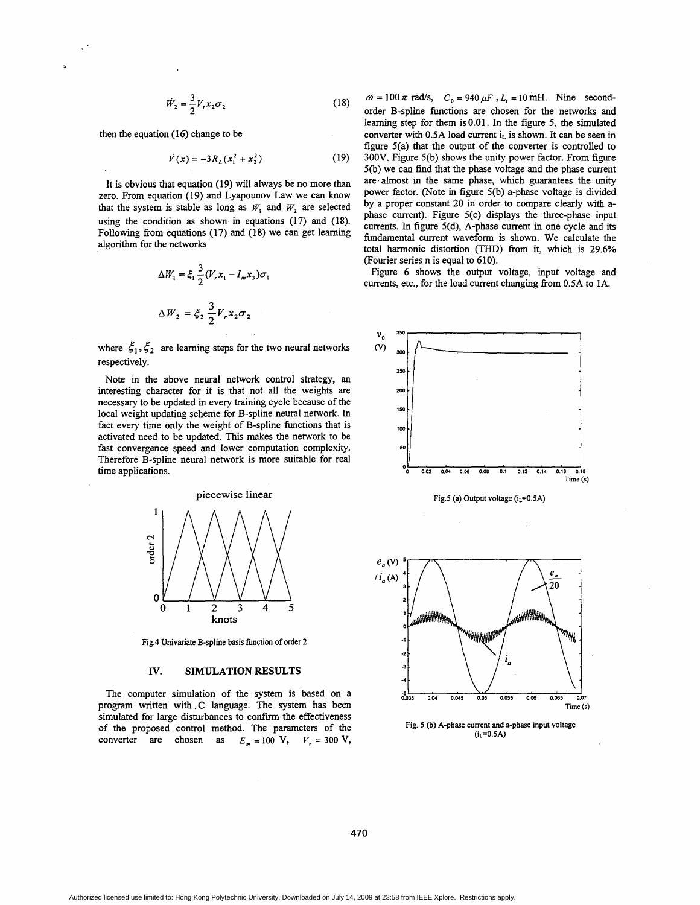$$\dot{W}_2 = \frac{3}{2} V_r x_2 \sigma_2 \tag{18}$$

then the equation (16) change to be

$$\dot{V}(x) = -3R_L(x_1^2 + x_2^2) \tag{19}$$

It is obvious that equation (19) will always be no more than zero. From equation (19) and Lyapounov Law we can know that the system is stable as long as $W_1$ and $W_2$ are selected using the condition as shown in equations (17) and (18). Following from equations (17) and (18) we can get learning algorithm for the networks

$$\Delta W_1 = \xi_1 \frac{3}{2}(V_r x_1 - I_m x_3)\sigma_1$$

$$\Delta W_2 = \xi_2 \frac{3}{2} V_r x_2 \sigma_2$$

where $\xi_1, \xi_2$ are learning steps for the two neural networks respectively.

Note in the above neural network control strategy, an interesting character for it is that not all the weights are necessary to be updated in every training cycle because of the local weight updating scheme for B-spline neural network. In fact every time only the weight of B-spline functions that is activated need to be updated. This makes the network to be fast convergence speed and lower computation complexity. Therefore B-spline neural network is more suitable for real time applications.

Fig.4 Univariate B-spline basis function of order 2

## IV. SIMULATION RESULTS

The computer simulation of the system is based on a program written with C language. The system has been simulated for large disturbances to confirm the effectiveness of the proposed control method. The parameters of the converter are chosen as $E_m = 100$ V, $V_r = 300$ V, $\omega = 100\pi$ rad/s, $C_0 = 940\,\mu F$, $L_i = 10$ mH. Nine second-order B-spline functions are chosen for the networks and learning step for them is 0.01. In the figure 5, the simulated converter with 0.5A load current $i_L$ is shown. It can be seen in figure 5(a) that the output of the converter is controlled to 300V. Figure 5(b) shows the unity power factor. From figure 5(b) we can find that the phase voltage and the phase current are almost in the same phase, which guarantees the unity power factor. (Note in figure 5(b) a-phase voltage is divided by a proper constant 20 in order to compare clearly with a-phase current). Figure 5(c) displays the three-phase input currents. In figure 5(d), A-phase current in one cycle and its fundamental current waveform is shown. We calculate the total harmonic distortion (THD) from it, which is 29.6% (Fourier series n is equal to 610).

Figure 6 shows the output voltage, input voltage and currents, etc., for the load current changing from 0.5A to 1A.

Fig.5 (a) Output voltage ($i_L$=0.5A)

Fig. 5 (b) A-phase current and a-phase input voltage ($i_L$=0.5A)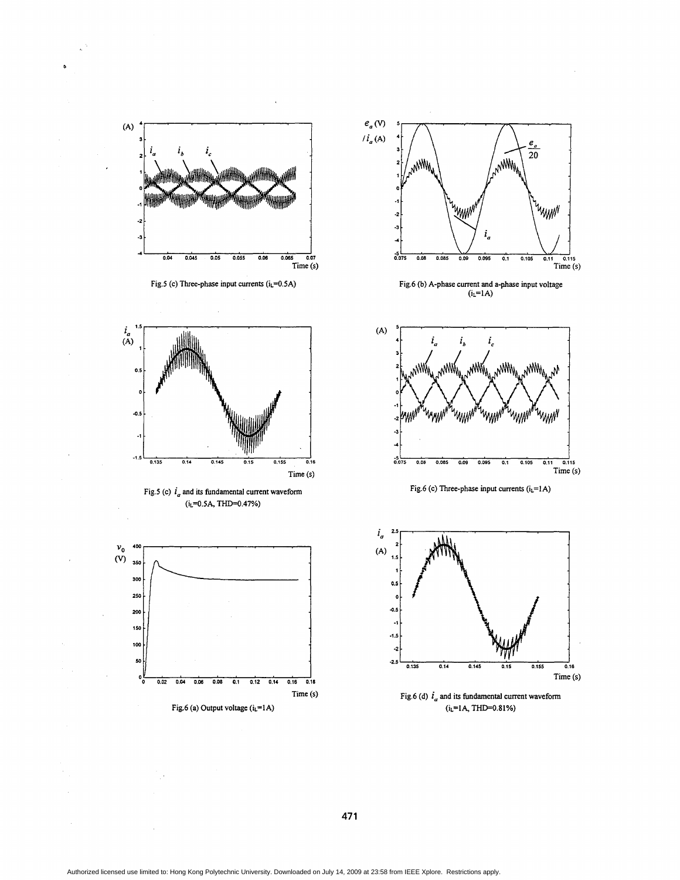Fig.5 (c) Three-phase input currents ($i_L$=0.5A)

Fig.6 (b) A-phase current and a-phase input voltage ($i_L$=1A)

Fig.5 (c) $i_a$ and its fundamental current waveform ($i_L$=0.5A, THD=0.47%)

Fig.6 (c) Three-phase input currents ($i_L$=1A)

Fig.6 (a) Output voltage ($i_L$=1A)

Fig.6 (d) $i_a$ and its fundamental current waveform ($i_L$=1A, THD=0.81%)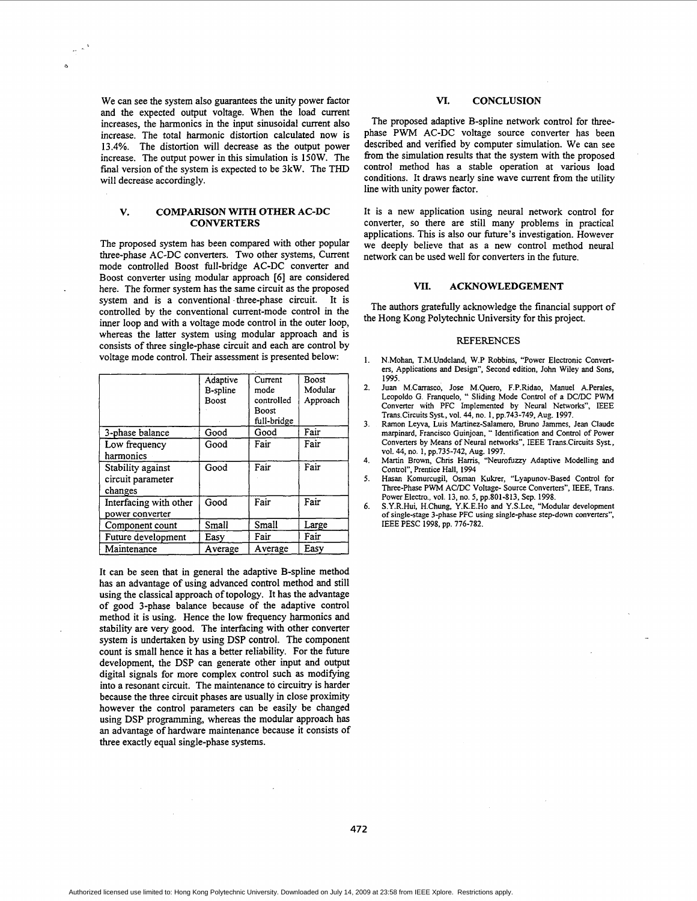We can see the system also guarantees the unity power factor and the expected output voltage. When the load current increases, the harmonics in the input sinusoidal current also increase. The total harmonic distortion calculated now is 13.4%. The distortion will decrease as the output power increase. The output power in this simulation is 150W. The final version of the system is expected to be 3kW. The THD will decrease accordingly.

## V. COMPARISON WITH OTHER AC-DC CONVERTERS

The proposed system has been compared with other popular three-phase AC-DC converters. Two other systems, Current mode controlled Boost full-bridge AC-DC converter and Boost converter using modular approach [6] are considered here. The former system has the same circuit as the proposed system and is a conventional three-phase circuit. It is controlled by the conventional current-mode control in the inner loop and with a voltage mode control in the outer loop, whereas the latter system using modular approach and is consists of three single-phase circuit and each are control by voltage mode control. Their assessment is presented below:

| | Adaptive B-spline Boost | Current mode controlled Boost full-bridge | Boost Modular Approach |
|---|---|---|---|
| 3-phase balance | Good | Good | Fair |
| Low frequency harmonics | Good | Fair | Fair |
| Stability against circuit parameter changes | Good | Fair | Fair |
| Interfacing with other power converter | Good | Fair | Fair |
| Component count | Small | Small | Large |
| Future development | Easy | Fair | Fair |
| Maintenance | Average | Average | Easy |

It can be seen that in general the adaptive B-spline method has an advantage of using advanced control method and still using the classical approach of topology. It has the advantage of good 3-phase balance because of the adaptive control method it is using. Hence the low frequency harmonics and stability are very good. The interfacing with other converter system is undertaken by using DSP control. The component count is small hence it has a better reliability. For the future development, the DSP can generate other input and output digital signals for more complex control such as modifying into a resonant circuit. The maintenance to circuitry is harder because the three circuit phases are usually in close proximity however the control parameters can be easily be changed using DSP programming, whereas the modular approach has an advantage of hardware maintenance because it consists of three exactly equal single-phase systems.

## VI. CONCLUSION

The proposed adaptive B-spline network control for three-phase PWM AC-DC voltage source converter has been described and verified by computer simulation. We can see from the simulation results that the system with the proposed control method has a stable operation at various load conditions. It draws nearly sine wave current from the utility line with unity power factor.

It is a new application using neural network control for converter, so there are still many problems in practical applications. This is also our future's investigation. However we deeply believe that as a new control method neural network can be used well for converters in the future.

## VII. ACKNOWLEDGEMENT

The authors gratefully acknowledge the financial support of the Hong Kong Polytechnic University for this project.

## REFERENCES

1. N.Mohan, T.M.Undeland, W.P Robbins, "Power Electronic Converters, Applications and Design", Second edition, John Wiley and Sons, 1995.
2. Juan M.Carrasco, Jose M.Quero, F.P.Ridao, Manuel A.Perales, Leopoldo G. Franquelo, " Sliding Mode Control of a DC/DC PWM Converter with PFC Implemented by Neural Networks", IEEE Trans.Circuits Syst., vol. 44, no. 1, pp.743-749, Aug. 1997.
3. Ramon Leyva, Luis Martinez-Salamero, Bruno Jammes, Jean Claude marpinard, Francisco Guinjoan, " Identification and Control of Power Converters by Means of Neural networks", IEEE Trans.Circuits Syst., vol. 44, no. 1, pp.735-742, Aug. 1997.
4. Martin Brown, Chris Harris, "Neurofuzzy Adaptive Modelling and Control", Prentice Hall, 1994
5. Hasan Komurcugil, Osman Kukrer, "Lyapunov-Based Control for Three-Phase PWM AC/DC Voltage- Source Converters", IEEE, Trans. Power Electro., vol. 13, no. 5, pp.801-813, Sep. 1998.
6. S.Y.R.Hui, H.Chung, Y.K.E.Ho and Y.S.Lee, "Modular development of single-stage 3-phase PFC using single-phase step-down converters", IEEE PESC 1998, pp. 776-782.